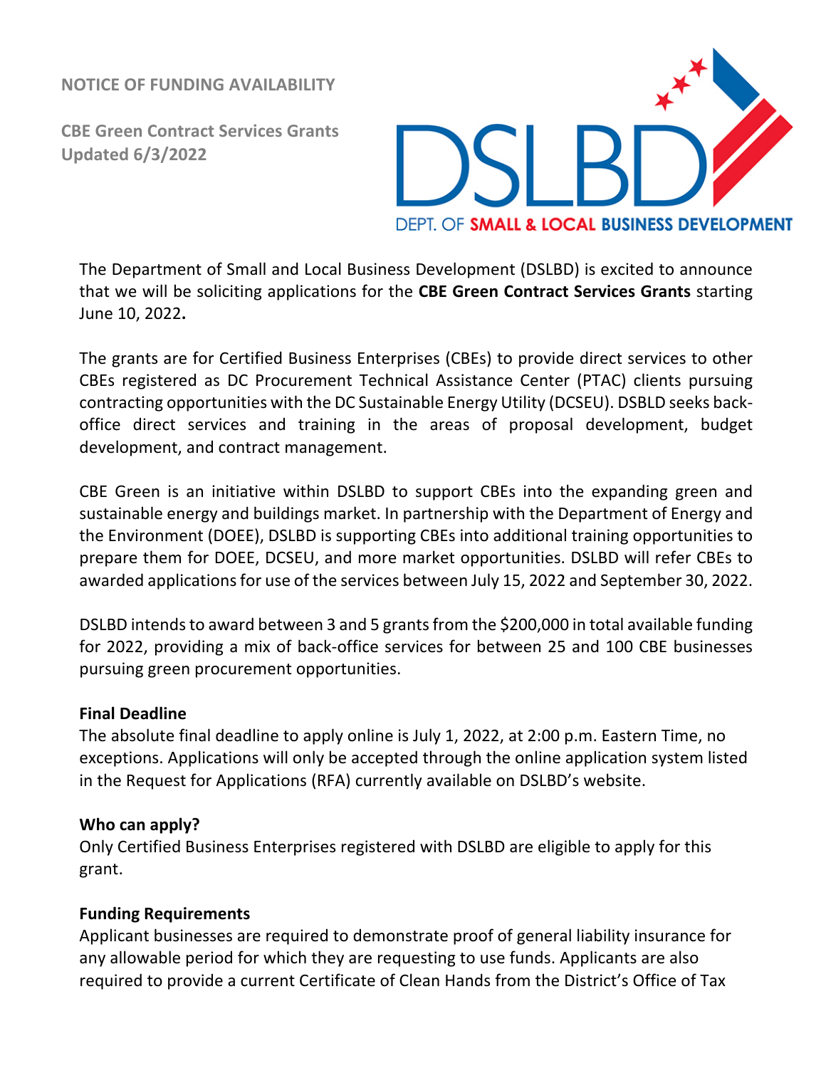**NOTICE OF FUNDING AVAILABILITY**

**CBE Green Contract Services Grants**
**Updated 6/3/2022**

DSLBD
DEPT. OF SMALL & LOCAL BUSINESS DEVELOPMENT

The Department of Small and Local Business Development (DSLBD) is excited to announce that we will be soliciting applications for the **CBE Green Contract Services Grants** starting June 10, 2022**.**

The grants are for Certified Business Enterprises (CBEs) to provide direct services to other CBEs registered as DC Procurement Technical Assistance Center (PTAC) clients pursuing contracting opportunities with the DC Sustainable Energy Utility (DCSEU). DSBLD seeks back-office direct services and training in the areas of proposal development, budget development, and contract management.

CBE Green is an initiative within DSLBD to support CBEs into the expanding green and sustainable energy and buildings market. In partnership with the Department of Energy and the Environment (DOEE), DSLBD is supporting CBEs into additional training opportunities to prepare them for DOEE, DCSEU, and more market opportunities. DSLBD will refer CBEs to awarded applications for use of the services between July 15, 2022 and September 30, 2022.

DSLBD intends to award between 3 and 5 grants from the $200,000 in total available funding for 2022, providing a mix of back-office services for between 25 and 100 CBE businesses pursuing green procurement opportunities.

**Final Deadline**

The absolute final deadline to apply online is July 1, 2022, at 2:00 p.m. Eastern Time, no exceptions. Applications will only be accepted through the online application system listed in the Request for Applications (RFA) currently available on DSLBD's website.

**Who can apply?**

Only Certified Business Enterprises registered with DSLBD are eligible to apply for this grant.

**Funding Requirements**

Applicant businesses are required to demonstrate proof of general liability insurance for any allowable period for which they are requesting to use funds. Applicants are also required to provide a current Certificate of Clean Hands from the District's Office of Tax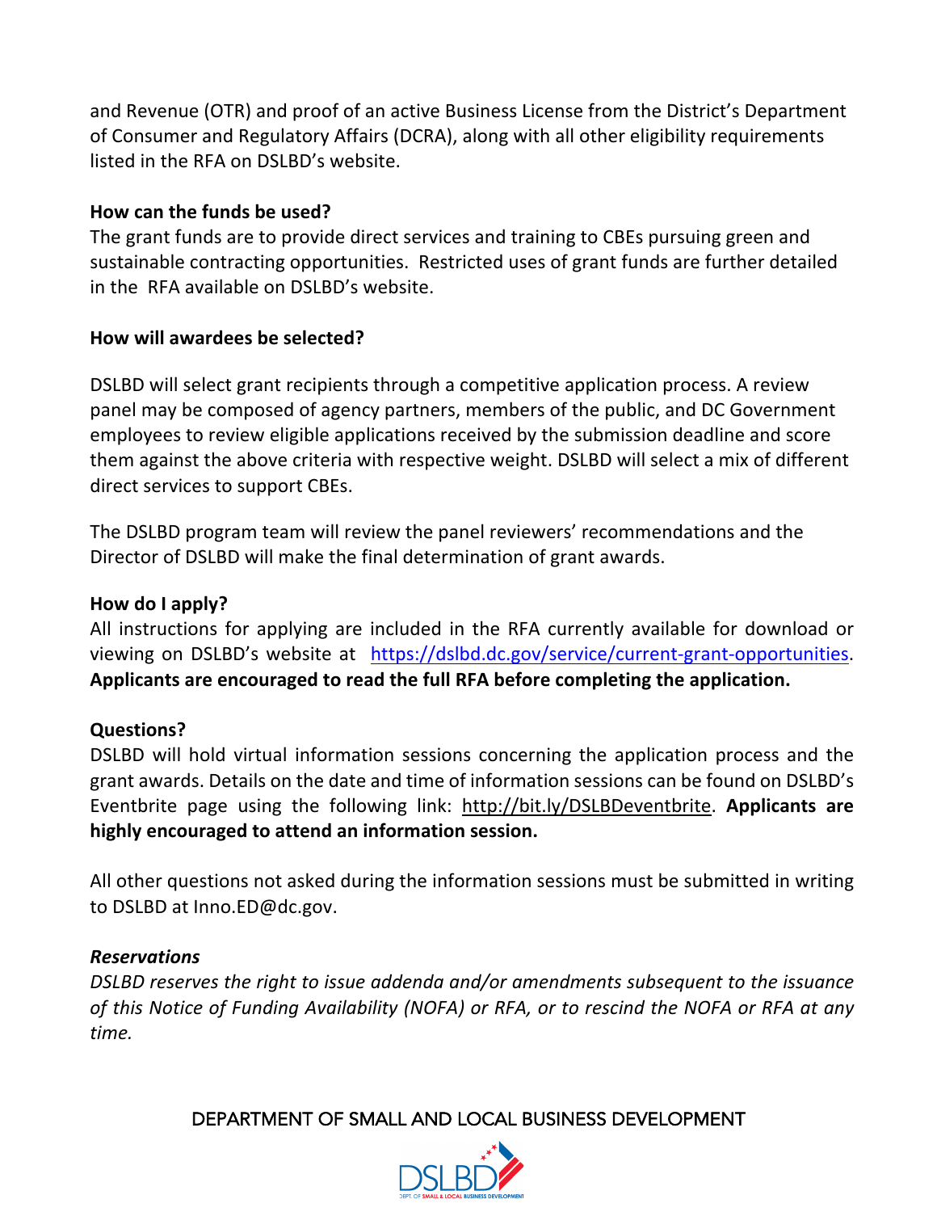and Revenue (OTR) and proof of an active Business License from the District's Department of Consumer and Regulatory Affairs (DCRA), along with all other eligibility requirements listed in the RFA on DSLBD's website.

**How can the funds be used?**

The grant funds are to provide direct services and training to CBEs pursuing green and sustainable contracting opportunities. Restricted uses of grant funds are further detailed in the RFA available on DSLBD's website.

**How will awardees be selected?**

DSLBD will select grant recipients through a competitive application process. A review panel may be composed of agency partners, members of the public, and DC Government employees to review eligible applications received by the submission deadline and score them against the above criteria with respective weight. DSLBD will select a mix of different direct services to support CBEs.

The DSLBD program team will review the panel reviewers' recommendations and the Director of DSLBD will make the final determination of grant awards.

**How do I apply?**

All instructions for applying are included in the RFA currently available for download or viewing on DSLBD's website at https://dslbd.dc.gov/service/current-grant-opportunities. **Applicants are encouraged to read the full RFA before completing the application.**

**Questions?**

DSLBD will hold virtual information sessions concerning the application process and the grant awards. Details on the date and time of information sessions can be found on DSLBD's Eventbrite page using the following link: http://bit.ly/DSLBDeventbrite. **Applicants are highly encouraged to attend an information session.**

All other questions not asked during the information sessions must be submitted in writing to DSLBD at Inno.ED@dc.gov.

***Reservations***

*DSLBD reserves the right to issue addenda and/or amendments subsequent to the issuance of this Notice of Funding Availability (NOFA) or RFA, or to rescind the NOFA or RFA at any time.*

DEPARTMENT OF SMALL AND LOCAL BUSINESS DEVELOPMENT